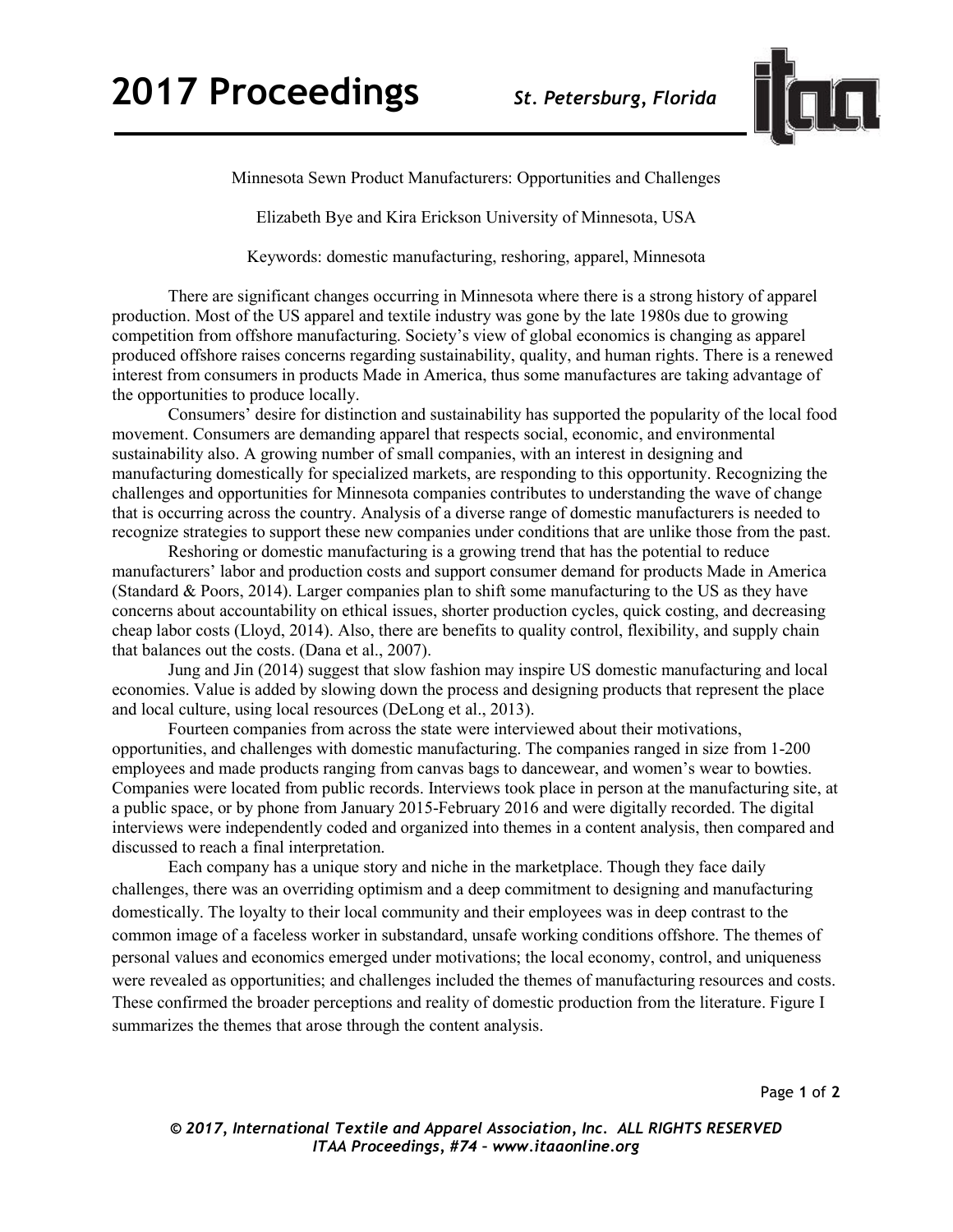# Minnesota Sewn Product Manufacturers: Opportunities and Challenges

Elizabeth Bye and Kira Erickson University of Minnesota, USA

Keywords: domestic manufacturing, reshoring, apparel, Minnesota

There are significant changes occurring in Minnesota where there is a strong history of apparel production. Most of the US apparel and textile industry was gone by the late 1980s due to growing competition from offshore manufacturing. Society's view of global economics is changing as apparel produced offshore raises concerns regarding sustainability, quality, and human rights. There is a renewed interest from consumers in products Made in America, thus some manufactures are taking advantage of the opportunities to produce locally.

Consumers' desire for distinction and sustainability has supported the popularity of the local food movement. Consumers are demanding apparel that respects social, economic, and environmental sustainability also. A growing number of small companies, with an interest in designing and manufacturing domestically for specialized markets, are responding to this opportunity. Recognizing the challenges and opportunities for Minnesota companies contributes to understanding the wave of change that is occurring across the country. Analysis of a diverse range of domestic manufacturers is needed to recognize strategies to support these new companies under conditions that are unlike those from the past.

Reshoring or domestic manufacturing is a growing trend that has the potential to reduce manufacturers' labor and production costs and support consumer demand for products Made in America (Standard & Poors, 2014). Larger companies plan to shift some manufacturing to the US as they have concerns about accountability on ethical issues, shorter production cycles, quick costing, and decreasing cheap labor costs (Lloyd, 2014). Also, there are benefits to quality control, flexibility, and supply chain that balances out the costs. (Dana et al., 2007).

Jung and Jin (2014) suggest that slow fashion may inspire US domestic manufacturing and local economies. Value is added by slowing down the process and designing products that represent the place and local culture, using local resources (DeLong et al., 2013).

Fourteen companies from across the state were interviewed about their motivations, opportunities, and challenges with domestic manufacturing. The companies ranged in size from 1-200 employees and made products ranging from canvas bags to dancewear, and women's wear to bowties. Companies were located from public records. Interviews took place in person at the manufacturing site, at a public space, or by phone from January 2015-February 2016 and were digitally recorded. The digital interviews were independently coded and organized into themes in a content analysis, then compared and discussed to reach a final interpretation.

Each company has a unique story and niche in the marketplace. Though they face daily challenges, there was an overriding optimism and a deep commitment to designing and manufacturing domestically. The loyalty to their local community and their employees was in deep contrast to the common image of a faceless worker in substandard, unsafe working conditions offshore. The themes of personal values and economics emerged under motivations; the local economy, control, and uniqueness were revealed as opportunities; and challenges included the themes of manufacturing resources and costs. These confirmed the broader perceptions and reality of domestic production from the literature. Figure I summarizes the themes that arose through the content analysis.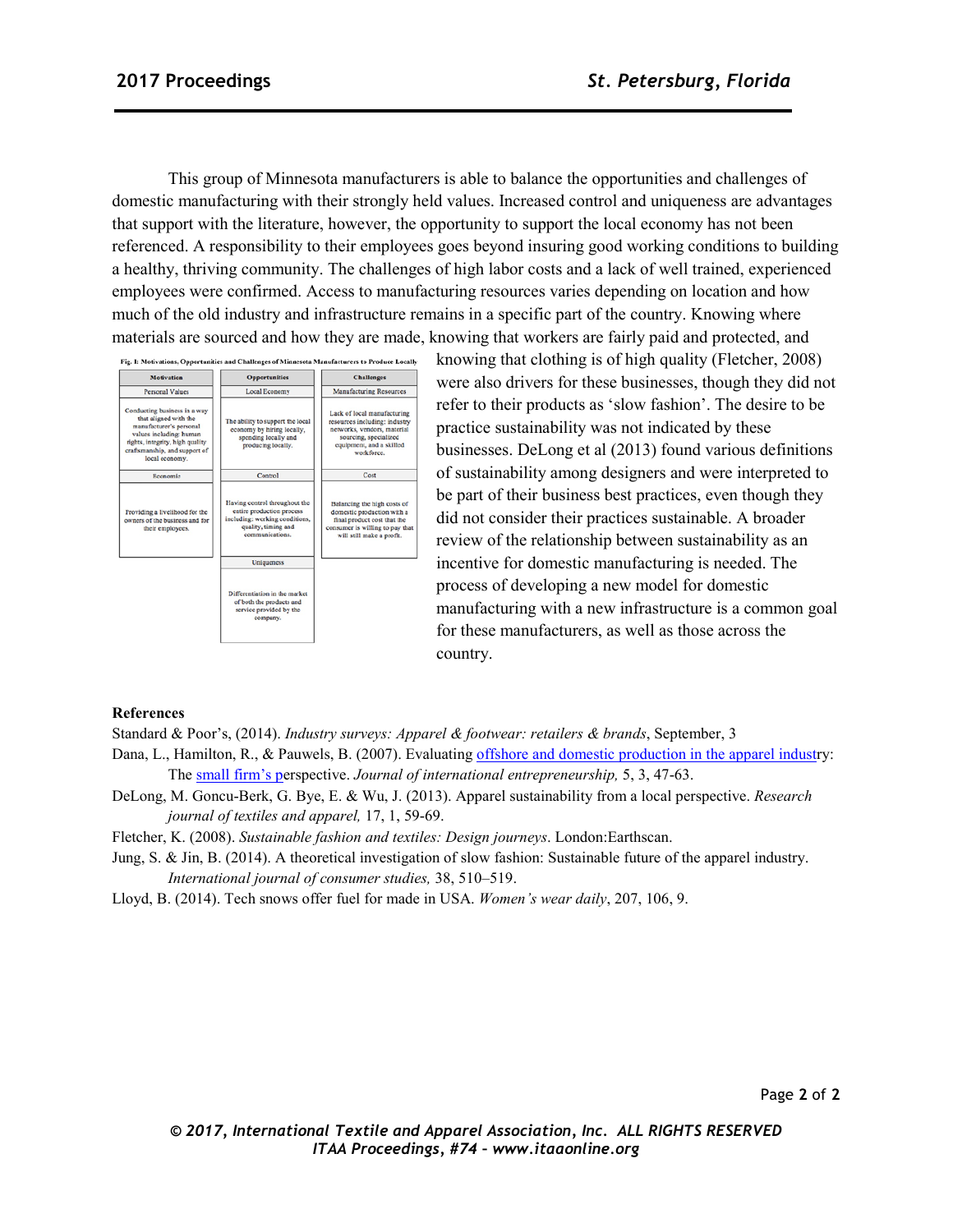This group of Minnesota manufacturers is able to balance the opportunities and challenges of domestic manufacturing with their strongly held values. Increased control and uniqueness are advantages that support with the literature, however, the opportunity to support the local economy has not been referenced. A responsibility to their employees goes beyond insuring good working conditions to building a healthy, thriving community. The challenges of high labor costs and a lack of well trained, experienced employees were confirmed. Access to manufacturing resources varies depending on location and how much of the old industry and infrastructure remains in a specific part of the country. Knowing where materials are sourced and how they are made, knowing that workers are fairly paid and protected, and knowing that clothing is of high quality (Fletcher, 2008) were also drivers for these businesses, though they did not refer to their products as 'slow fashion'. The desire to be practice sustainability was not indicated by these businesses. DeLong et al (2013) found various definitions of sustainability among designers and were interpreted to be part of their business best practices, even though they did not consider their practices sustainable. A broader review of the relationship between sustainability as an incentive for domestic manufacturing is needed. The process of developing a new model for domestic manufacturing with a new infrastructure is a common goal for these manufacturers, as well as those across the country.

**Fig. 1: Motivations, Opportunities and Challenges of Minnesota Manufacturers to Produce Locally**

| Motivation | Opportunities | Challenges |
| --- | --- | --- |
| Personal Values | Local Economy | Manufacturing Resources |
| Conducting business in a way that aligned with the manufacturer's personal values including: human rights, integrity, high quality craftsmanship, and support of local economy. | The ability to support the local economy by hiring locally, spending locally and producing locally. | Lack of local manufacturing resources including: industry networks, vendors, material sourcing, specialized equipment, and a skilled workforce. |
| Economic | Control | Cost |
| Providing a livelihood for the owners of the business and for their employees. | Having control throughout the entire production process including: working conditions, quality, timing and communications. | Balancing the high costs of domestic production with a final product cost that the consumer is willing to pay that will still make a profit. |
| | Uniqueness | |
| | Differentiation in the market of both the products and service provided by the company. | |

**References**

Standard & Poor's, (2014). *Industry surveys: Apparel & footwear: retailers & brands*, September, 3

Dana, L., Hamilton, R., & Pauwels, B. (2007). Evaluating offshore and domestic production in the apparel industry: The small firm's perspective. *Journal of international entrepreneurship,* 5, 3, 47-63.

DeLong, M. Goncu-Berk, G. Bye, E. & Wu, J. (2013). Apparel sustainability from a local perspective. *Research journal of textiles and apparel,* 17, 1, 59-69.

Fletcher, K. (2008). *Sustainable fashion and textiles: Design journeys*. London:Earthscan.

Jung, S. & Jin, B. (2014). A theoretical investigation of slow fashion: Sustainable future of the apparel industry. *International journal of consumer studies,* 38, 510–519.

Lloyd, B. (2014). Tech snows offer fuel for made in USA. *Women's wear daily*, 207, 106, 9.